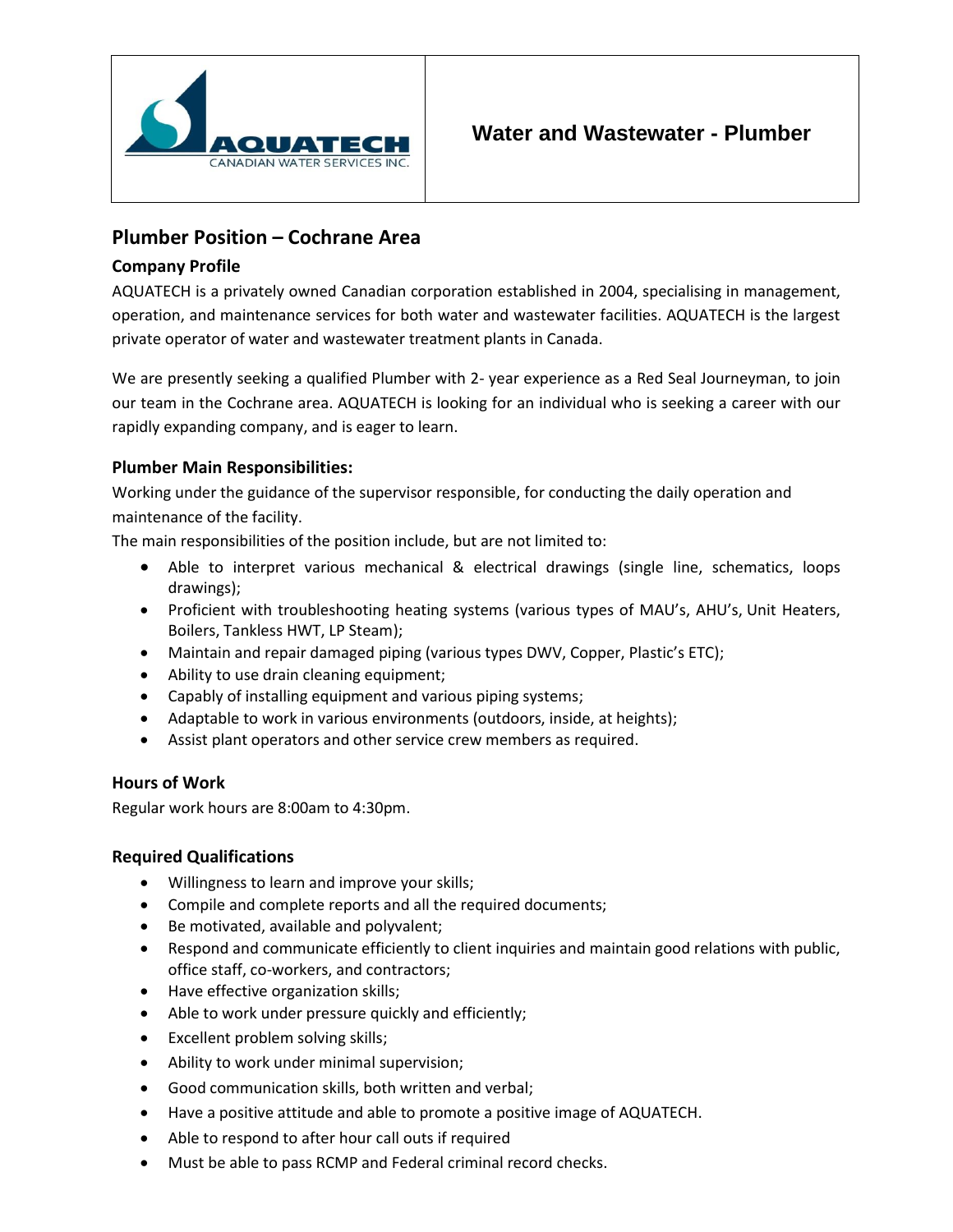| AQUATECH CANADIAN WATER SERVICES INC. | **Water and Wastewater - Plumber** |
|---|---|

## Plumber Position – Cochrane Area

### Company Profile

AQUATECH is a privately owned Canadian corporation established in 2004, specialising in management, operation, and maintenance services for both water and wastewater facilities. AQUATECH is the largest private operator of water and wastewater treatment plants in Canada.

We are presently seeking a qualified Plumber with 2- year experience as a Red Seal Journeyman, to join our team in the Cochrane area. AQUATECH is looking for an individual who is seeking a career with our rapidly expanding company, and is eager to learn.

### Plumber Main Responsibilities:

Working under the guidance of the supervisor responsible, for conducting the daily operation and maintenance of the facility.

The main responsibilities of the position include, but are not limited to:

- Able to interpret various mechanical & electrical drawings (single line, schematics, loops drawings);
- Proficient with troubleshooting heating systems (various types of MAU's, AHU's, Unit Heaters, Boilers, Tankless HWT, LP Steam);
- Maintain and repair damaged piping (various types DWV, Copper, Plastic's ETC);
- Ability to use drain cleaning equipment;
- Capably of installing equipment and various piping systems;
- Adaptable to work in various environments (outdoors, inside, at heights);
- Assist plant operators and other service crew members as required.

### Hours of Work

Regular work hours are 8:00am to 4:30pm.

### Required Qualifications

- Willingness to learn and improve your skills;
- Compile and complete reports and all the required documents;
- Be motivated, available and polyvalent;
- Respond and communicate efficiently to client inquiries and maintain good relations with public, office staff, co-workers, and contractors;
- Have effective organization skills;
- Able to work under pressure quickly and efficiently;
- Excellent problem solving skills;
- Ability to work under minimal supervision;
- Good communication skills, both written and verbal;
- Have a positive attitude and able to promote a positive image of AQUATECH.
- Able to respond to after hour call outs if required
- Must be able to pass RCMP and Federal criminal record checks.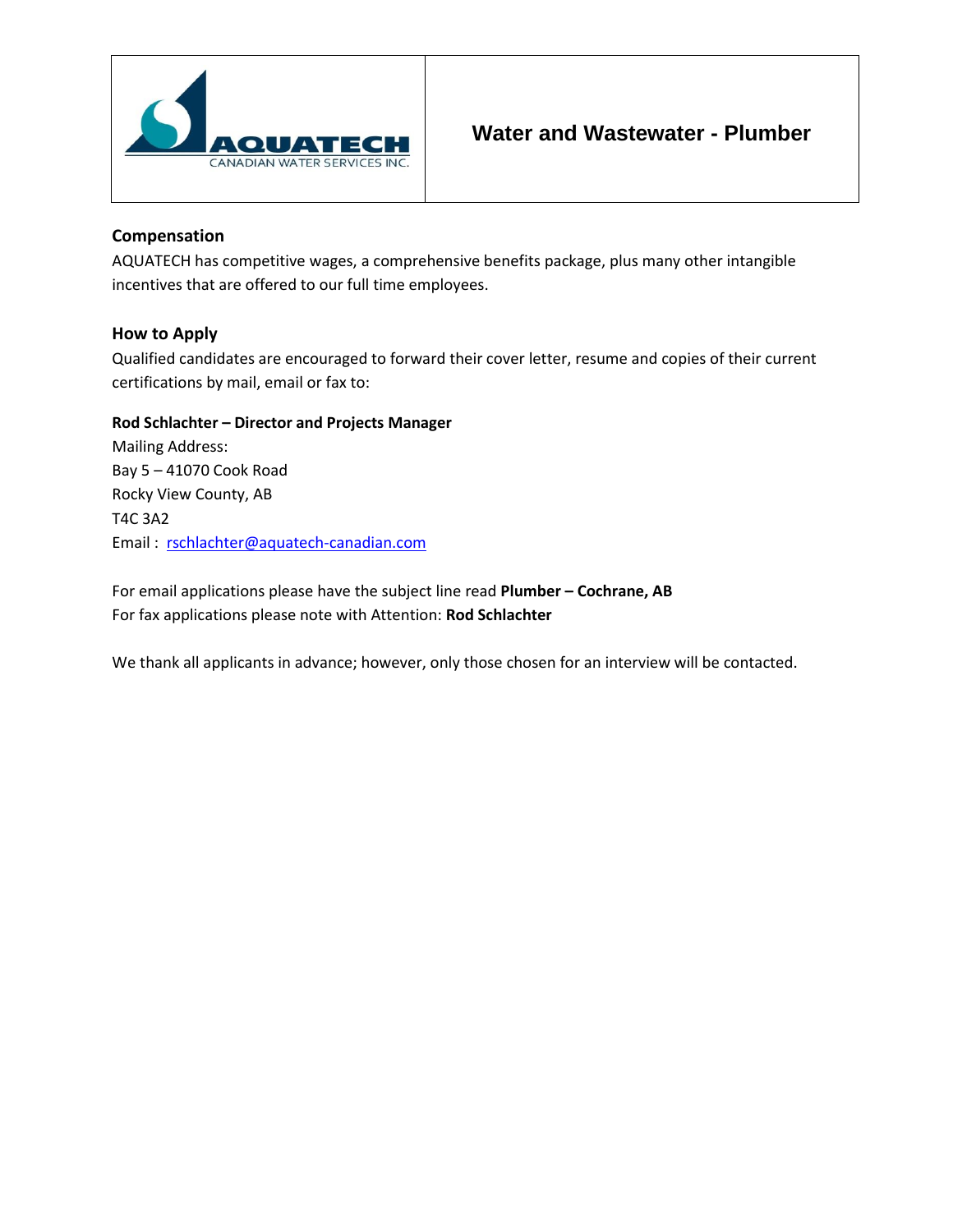| | |
|---|---|
| AQUATECH CANADIAN WATER SERVICES INC. | **Water and Wastewater - Plumber** |

## Compensation

AQUATECH has competitive wages, a comprehensive benefits package, plus many other intangible incentives that are offered to our full time employees.

## How to Apply

Qualified candidates are encouraged to forward their cover letter, resume and copies of their current certifications by mail, email or fax to:

**Rod Schlachter – Director and Projects Manager**
Mailing Address:
Bay 5 – 41070 Cook Road
Rocky View County, AB
T4C 3A2
Email : rschlachter@aquatech-canadian.com

For email applications please have the subject line read **Plumber – Cochrane, AB**
For fax applications please note with Attention: **Rod Schlachter**

We thank all applicants in advance; however, only those chosen for an interview will be contacted.